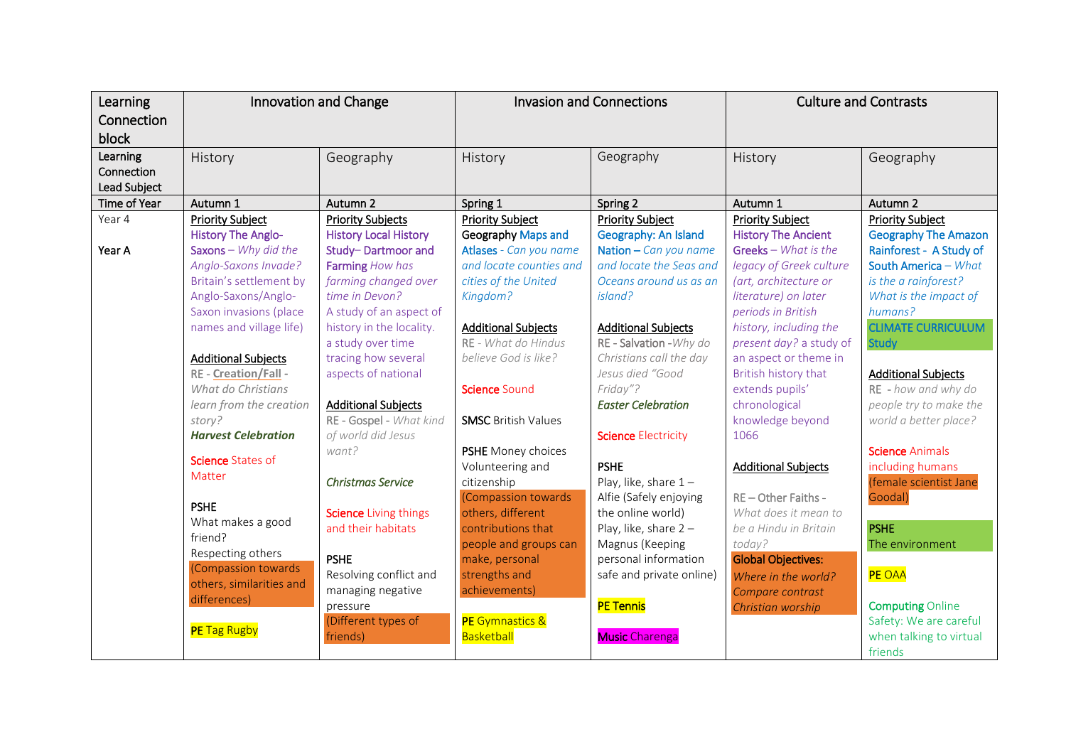| Learning Connection block | Innovation and Change | | Invasion and Connections | | Culture and Contrasts | |
|---|---|---|---|---|---|---|
| Learning Connection Lead Subject | History | Geography | History | Geography | History | Geography |
| Time of Year | Autumn 1 | Autumn 2 | Spring 1 | Spring 2 | Autumn 1 | Autumn 2 |
| Year 4<br><br>Year A | Priority Subject<br>History The Anglo-Saxons – *Why did the Anglo-Saxons Invade?*<br>Britain's settlement by Anglo-Saxons/Anglo-Saxon invasions (place names and village life)<br><br>Additional Subjects<br>RE - Creation/Fall - *What do Christians learn from the creation story?*<br>***Harvest Celebration***<br><br>Science States of Matter<br><br>PSHE<br>What makes a good friend?<br>Respecting others<br>(Compassion towards others, similarities and differences)<br><br>PE Tag Rugby | Priority Subjects<br>History Local History Study– Dartmoor and Farming *How has farming changed over time in Devon?*<br>A study of an aspect of history in the locality. a study over time tracing how several aspects of national<br><br>Additional Subjects<br>RE - Gospel - *What kind of world did Jesus want?*<br><br>*Christmas Service*<br><br>Science Living things and their habitats<br><br>PSHE<br>Resolving conflict and managing negative pressure<br>(Different types of friends) | Priority Subject<br>Geography Maps and Atlases - *Can you name and locate counties and cities of the United Kingdom?*<br><br>Additional Subjects<br>RE - *What do Hindus believe God is like?*<br><br>Science Sound<br><br>SMSC British Values<br><br>PSHE Money choices<br>Volunteering and citizenship<br>(Compassion towards others, different contributions that people and groups can make, personal strengths and achievements)<br><br>PE Gymnastics & Basketball | Priority Subject<br>Geography: An Island Nation – *Can you name and locate the Seas and Oceans around us as an island?*<br><br>Additional Subjects<br>RE - Salvation -*Why do Christians call the day Jesus died "Good Friday"?*<br>*Easter Celebration*<br><br>Science Electricity<br><br>PSHE<br>Play, like, share 1 – Alfie (Safely enjoying the online world)<br>Play, like, share 2 – Magnus (Keeping personal information safe and private online)<br><br>PE Tennis<br><br>Music Charenga | Priority Subject<br>History The Ancient Greeks – *What is the legacy of Greek culture (art, architecture or literature) on later periods in British history, including the present day?* a study of an aspect or theme in British history that extends pupils' chronological knowledge beyond 1066<br><br>Additional Subjects<br><br>RE – Other Faiths - *What does it mean to be a Hindu in Britain today?*<br>**Global Objectives:**<br>*Where in the world?*<br>*Compare contrast Christian worship* | Priority Subject<br>Geography The Amazon Rainforest - A Study of South America – *What is the rainforest? What is the impact of humans?*<br>CLIMATE CURRICULUM Study<br><br>Additional Subjects<br>RE - *how and why do people try to make the world a better place?*<br><br>Science Animals including humans (female scientist Jane Goodal)<br><br>PSHE<br>The environment<br><br>PE OAA<br><br>Computing Online Safety: We are careful when talking to virtual friends |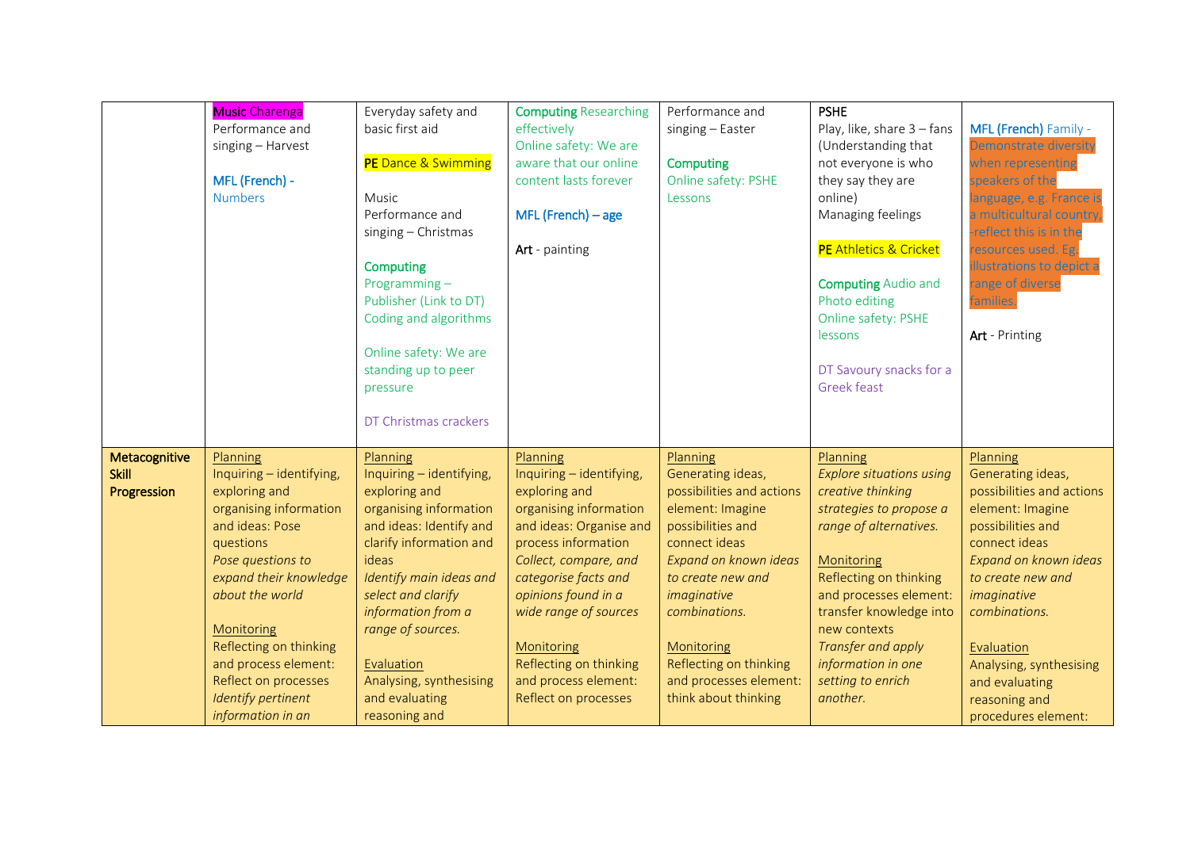| | | | | | | |
|---|---|---|---|---|---|---|
| | **Music** Charenga<br>Performance and singing – Harvest<br><br>**MFL (French)** - Numbers | Everyday safety and basic first aid<br><br>**PE** Dance & Swimming<br><br>Music<br>Performance and singing – Christmas<br><br>**Computing**<br>Programming – Publisher (Link to DT)<br>Coding and algorithms<br><br>Online safety: We are standing up to peer pressure<br><br>DT Christmas crackers | **Computing** Researching effectively<br>Online safety: We are aware that our online content lasts forever<br><br>**MFL (French) – age**<br><br>**Art** - painting | Performance and singing – Easter<br><br>**Computing**<br>Online safety: PSHE Lessons | **PSHE**<br>Play, like, share 3 – fans (Understanding that not everyone is who they say they are online)<br>Managing feelings<br><br>**PE** Athletics & Cricket<br><br>**Computing** Audio and Photo editing<br>Online safety: PSHE lessons<br><br>DT Savoury snacks for a Greek feast | **MFL (French)** Family - Demonstrate diversity when representing speakers of the language, e.g. France is a multicultural country, -reflect this is in the resources used. Eg. illustrations to depict a range of diverse families.<br><br>**Art** - Printing |
| **Metacognitive Skill Progression** | <u>Planning</u><br>Inquiring – identifying, exploring and organising information and ideas: Pose questions<br>*Pose questions to expand their knowledge about the world*<br><br><u>Monitoring</u><br>Reflecting on thinking and process element: Reflect on processes<br>*Identify pertinent information in an* | <u>Planning</u><br>Inquiring – identifying, exploring and organising information and ideas: Identify and clarify information and ideas<br>*Identify main ideas and select and clarify information from a range of sources.*<br><br><u>Evaluation</u><br>Analysing, synthesising and evaluating reasoning and | <u>Planning</u><br>Inquiring – identifying, exploring and organising information and ideas: Organise and process information<br>*Collect, compare, and categorise facts and opinions found in a wide range of sources*<br><br><u>Monitoring</u><br>Reflecting on thinking and process element: Reflect on processes | <u>Planning</u><br>Generating ideas, possibilities and actions element: Imagine possibilities and connect ideas<br>*Expand on known ideas to create new and imaginative combinations.*<br><br><u>Monitoring</u><br>Reflecting on thinking and processes element: think about thinking | <u>Planning</u><br>*Explore situations using creative thinking strategies to propose a range of alternatives.*<br><br><u>Monitoring</u><br>Reflecting on thinking and processes element: transfer knowledge into new contexts<br>*Transfer and apply information in one setting to enrich another.* | <u>Planning</u><br>Generating ideas, possibilities and actions element: Imagine possibilities and connect ideas<br>*Expand on known ideas to create new and imaginative combinations.*<br><br><u>Evaluation</u><br>Analysing, synthesising and evaluating reasoning and procedures element: |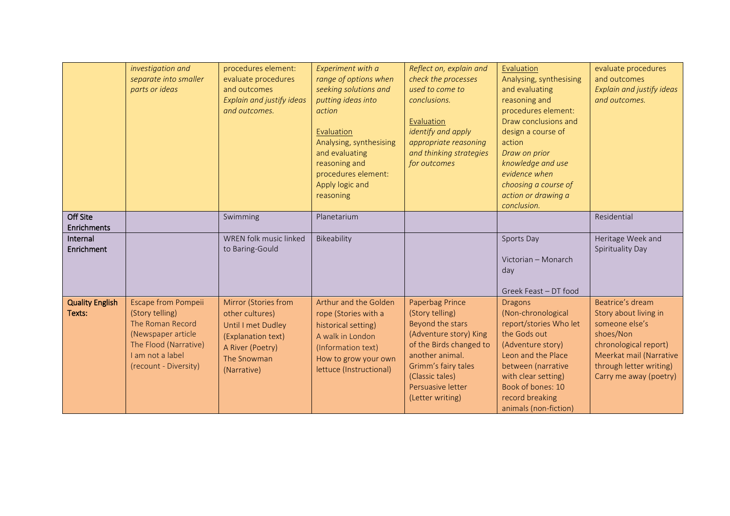| | | | | | | |
|---|---|---|---|---|---|---|
| | *investigation and separate into smaller parts or ideas* | procedures element: evaluate procedures and outcomes *Explain and justify ideas and outcomes.* | *Experiment with a range of options when seeking solutions and putting ideas into action*<br><br>Evaluation<br>Analysing, synthesising and evaluating reasoning and procedures element: Apply logic and reasoning | *Reflect on, explain and check the processes used to come to conclusions.*<br><br>Evaluation<br>*identify and apply appropriate reasoning and thinking strategies for outcomes* | Evaluation<br>Analysing, synthesising and evaluating reasoning and procedures element: Draw conclusions and design a course of action<br>*Draw on prior knowledge and use evidence when choosing a course of action or drawing a conclusion.* | evaluate procedures and outcomes<br>*Explain and justify ideas and outcomes.* |
| **Off Site Enrichments** | | Swimming | Planetarium | | | Residential |
| **Internal Enrichment** | | WREN folk music linked to Baring-Gould | Bikeability | | Sports Day<br><br>Victorian – Monarch day<br><br>Greek Feast – DT food | Heritage Week and Spirituality Day |
| **Quality English Texts:** | Escape from Pompeii (Story telling)<br>The Roman Record (Newspaper article<br>The Flood (Narrative)<br>I am not a label (recount - Diversity) | Mirror (Stories from other cultures)<br>Until I met Dudley (Explanation text)<br>A River (Poetry)<br>The Snowman (Narrative) | Arthur and the Golden rope (Stories with a historical setting)<br>A walk in London (Information text)<br>How to grow your own lettuce (Instructional) | Paperbag Prince (Story telling)<br>Beyond the stars (Adventure story) King of the Birds changed to another animal.<br>Grimm's fairy tales (Classic tales)<br>Persuasive letter (Letter writing) | Dragons (Non-chronological report/stories Who let the Gods out (Adventure story)<br>Leon and the Place between (narrative with clear setting)<br>Book of bones: 10 record breaking animals (non-fiction) | Beatrice's dream Story about living in someone else's shoes/Non chronological report)<br>Meerkat mail (Narrative through letter writing)<br>Carry me away (poetry) |